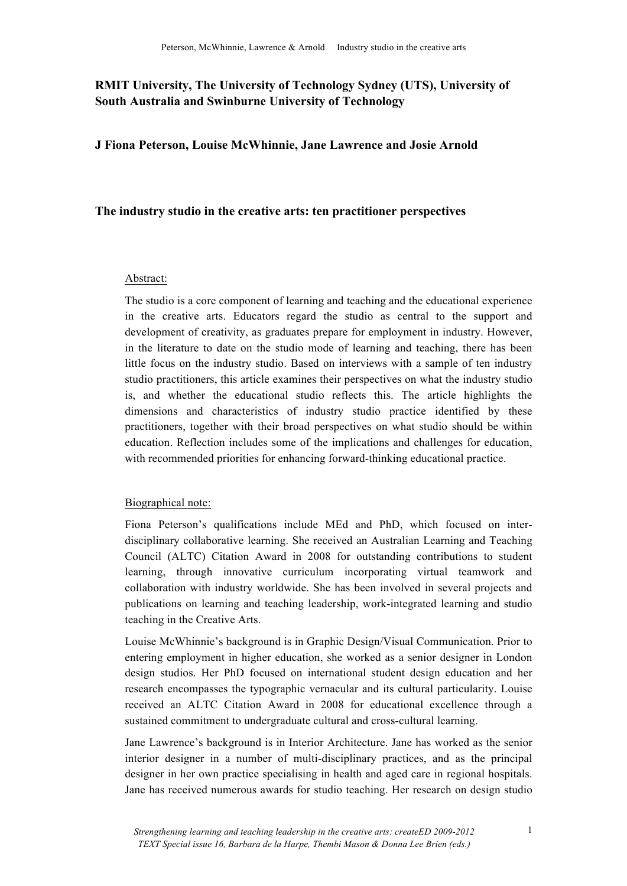**RMIT University, The University of Technology Sydney (UTS), University of South Australia and Swinburne University of Technology**

**J Fiona Peterson, Louise McWhinnie, Jane Lawrence and Josie Arnold**

# The industry studio in the creative arts: ten practitioner perspectives

Abstract:

The studio is a core component of learning and teaching and the educational experience in the creative arts. Educators regard the studio as central to the support and development of creativity, as graduates prepare for employment in industry. However, in the literature to date on the studio mode of learning and teaching, there has been little focus on the industry studio. Based on interviews with a sample of ten industry studio practitioners, this article examines their perspectives on what the industry studio is, and whether the educational studio reflects this. The article highlights the dimensions and characteristics of industry studio practice identified by these practitioners, together with their broad perspectives on what studio should be within education. Reflection includes some of the implications and challenges for education, with recommended priorities for enhancing forward-thinking educational practice.

Biographical note:

Fiona Peterson's qualifications include MEd and PhD, which focused on inter-disciplinary collaborative learning. She received an Australian Learning and Teaching Council (ALTC) Citation Award in 2008 for outstanding contributions to student learning, through innovative curriculum incorporating virtual teamwork and collaboration with industry worldwide. She has been involved in several projects and publications on learning and teaching leadership, work-integrated learning and studio teaching in the Creative Arts.

Louise McWhinnie's background is in Graphic Design/Visual Communication. Prior to entering employment in higher education, she worked as a senior designer in London design studios. Her PhD focused on international student design education and her research encompasses the typographic vernacular and its cultural particularity. Louise received an ALTC Citation Award in 2008 for educational excellence through a sustained commitment to undergraduate cultural and cross-cultural learning.

Jane Lawrence's background is in Interior Architecture. Jane has worked as the senior interior designer in a number of multi-disciplinary practices, and as the principal designer in her own practice specialising in health and aged care in regional hospitals. Jane has received numerous awards for studio teaching. Her research on design studio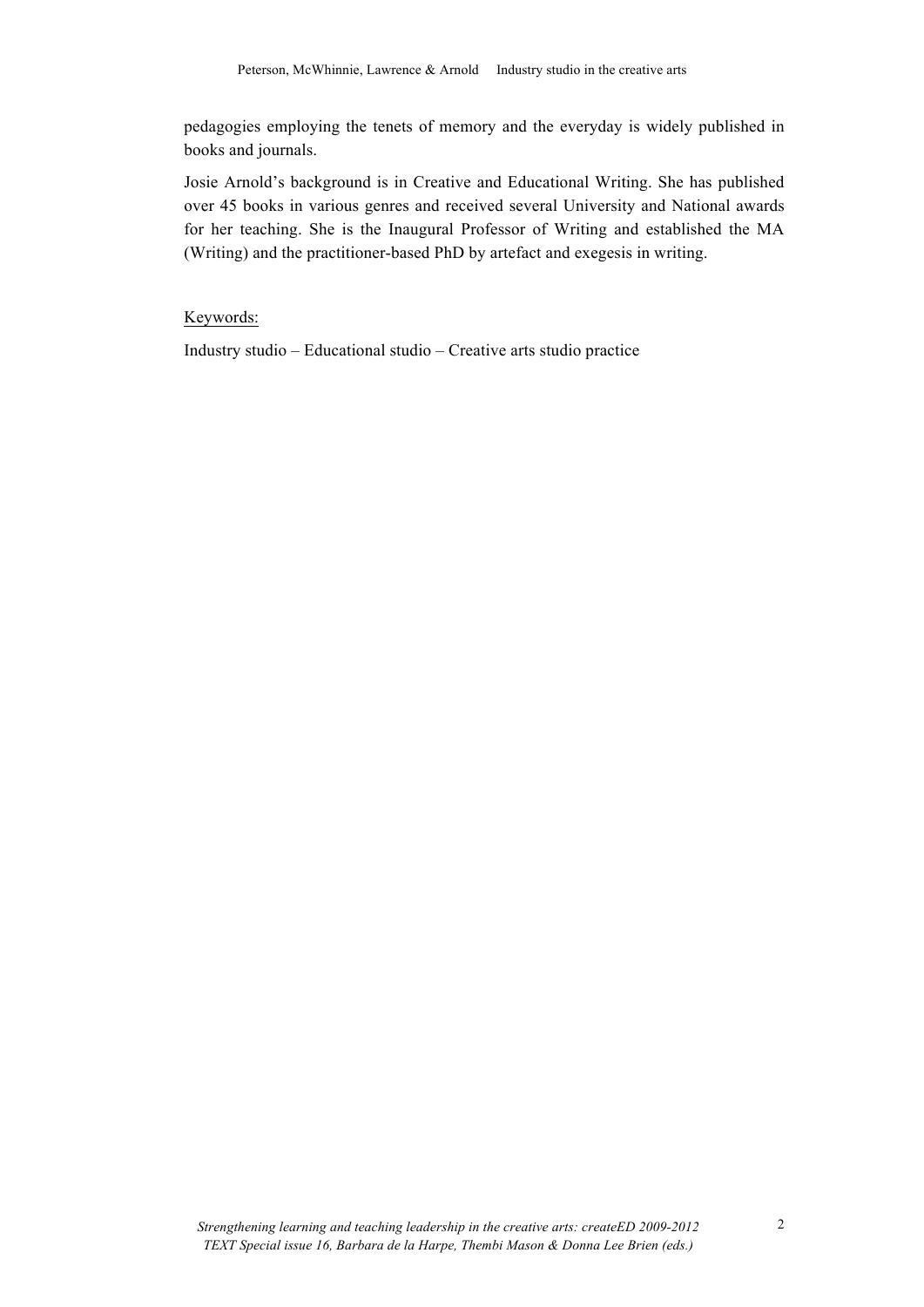pedagogies employing the tenets of memory and the everyday is widely published in books and journals.

Josie Arnold's background is in Creative and Educational Writing. She has published over 45 books in various genres and received several University and National awards for her teaching. She is the Inaugural Professor of Writing and established the MA (Writing) and the practitioner-based PhD by artefact and exegesis in writing.

Keywords:

Industry studio – Educational studio – Creative arts studio practice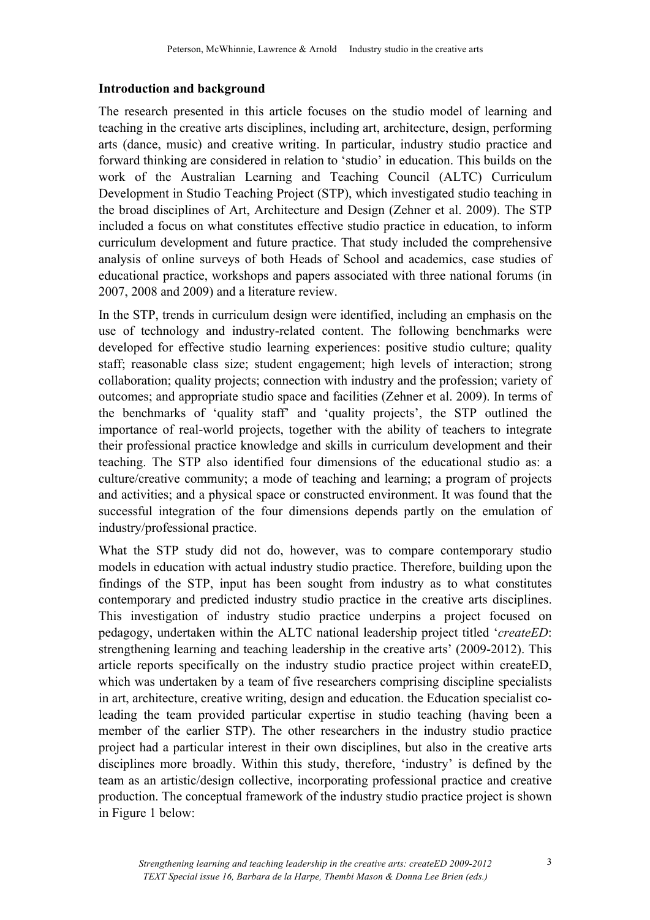## Introduction and background

The research presented in this article focuses on the studio model of learning and teaching in the creative arts disciplines, including art, architecture, design, performing arts (dance, music) and creative writing. In particular, industry studio practice and forward thinking are considered in relation to 'studio' in education. This builds on the work of the Australian Learning and Teaching Council (ALTC) Curriculum Development in Studio Teaching Project (STP), which investigated studio teaching in the broad disciplines of Art, Architecture and Design (Zehner et al. 2009). The STP included a focus on what constitutes effective studio practice in education, to inform curriculum development and future practice. That study included the comprehensive analysis of online surveys of both Heads of School and academics, case studies of educational practice, workshops and papers associated with three national forums (in 2007, 2008 and 2009) and a literature review.

In the STP, trends in curriculum design were identified, including an emphasis on the use of technology and industry-related content. The following benchmarks were developed for effective studio learning experiences: positive studio culture; quality staff; reasonable class size; student engagement; high levels of interaction; strong collaboration; quality projects; connection with industry and the profession; variety of outcomes; and appropriate studio space and facilities (Zehner et al. 2009). In terms of the benchmarks of 'quality staff' and 'quality projects', the STP outlined the importance of real-world projects, together with the ability of teachers to integrate their professional practice knowledge and skills in curriculum development and their teaching. The STP also identified four dimensions of the educational studio as: a culture/creative community; a mode of teaching and learning; a program of projects and activities; and a physical space or constructed environment. It was found that the successful integration of the four dimensions depends partly on the emulation of industry/professional practice.

What the STP study did not do, however, was to compare contemporary studio models in education with actual industry studio practice. Therefore, building upon the findings of the STP, input has been sought from industry as to what constitutes contemporary and predicted industry studio practice in the creative arts disciplines. This investigation of industry studio practice underpins a project focused on pedagogy, undertaken within the ALTC national leadership project titled '*createED*: strengthening learning and teaching leadership in the creative arts' (2009-2012). This article reports specifically on the industry studio practice project within createED, which was undertaken by a team of five researchers comprising discipline specialists in art, architecture, creative writing, design and education. the Education specialist co-leading the team provided particular expertise in studio teaching (having been a member of the earlier STP). The other researchers in the industry studio practice project had a particular interest in their own disciplines, but also in the creative arts disciplines more broadly. Within this study, therefore, 'industry' is defined by the team as an artistic/design collective, incorporating professional practice and creative production. The conceptual framework of the industry studio practice project is shown in Figure 1 below: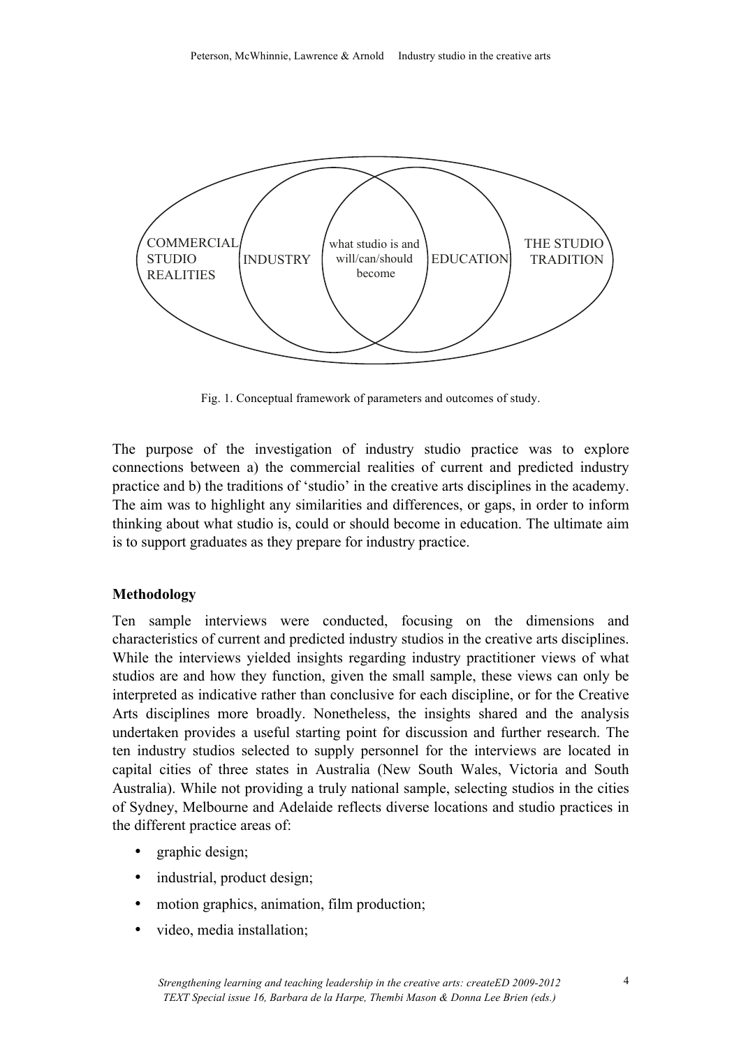COMMERCIAL STUDIO REALITIES | INDUSTRY | what studio is and will/can/should become | EDUCATION | THE STUDIO TRADITION

Fig. 1. Conceptual framework of parameters and outcomes of study.

The purpose of the investigation of industry studio practice was to explore connections between a) the commercial realities of current and predicted industry practice and b) the traditions of 'studio' in the creative arts disciplines in the academy. The aim was to highlight any similarities and differences, or gaps, in order to inform thinking about what studio is, could or should become in education. The ultimate aim is to support graduates as they prepare for industry practice.

### Methodology

Ten sample interviews were conducted, focusing on the dimensions and characteristics of current and predicted industry studios in the creative arts disciplines. While the interviews yielded insights regarding industry practitioner views of what studios are and how they function, given the small sample, these views can only be interpreted as indicative rather than conclusive for each discipline, or for the Creative Arts disciplines more broadly. Nonetheless, the insights shared and the analysis undertaken provides a useful starting point for discussion and further research. The ten industry studios selected to supply personnel for the interviews are located in capital cities of three states in Australia (New South Wales, Victoria and South Australia). While not providing a truly national sample, selecting studios in the cities of Sydney, Melbourne and Adelaide reflects diverse locations and studio practices in the different practice areas of:

- graphic design;
- industrial, product design;
- motion graphics, animation, film production;
- video, media installation;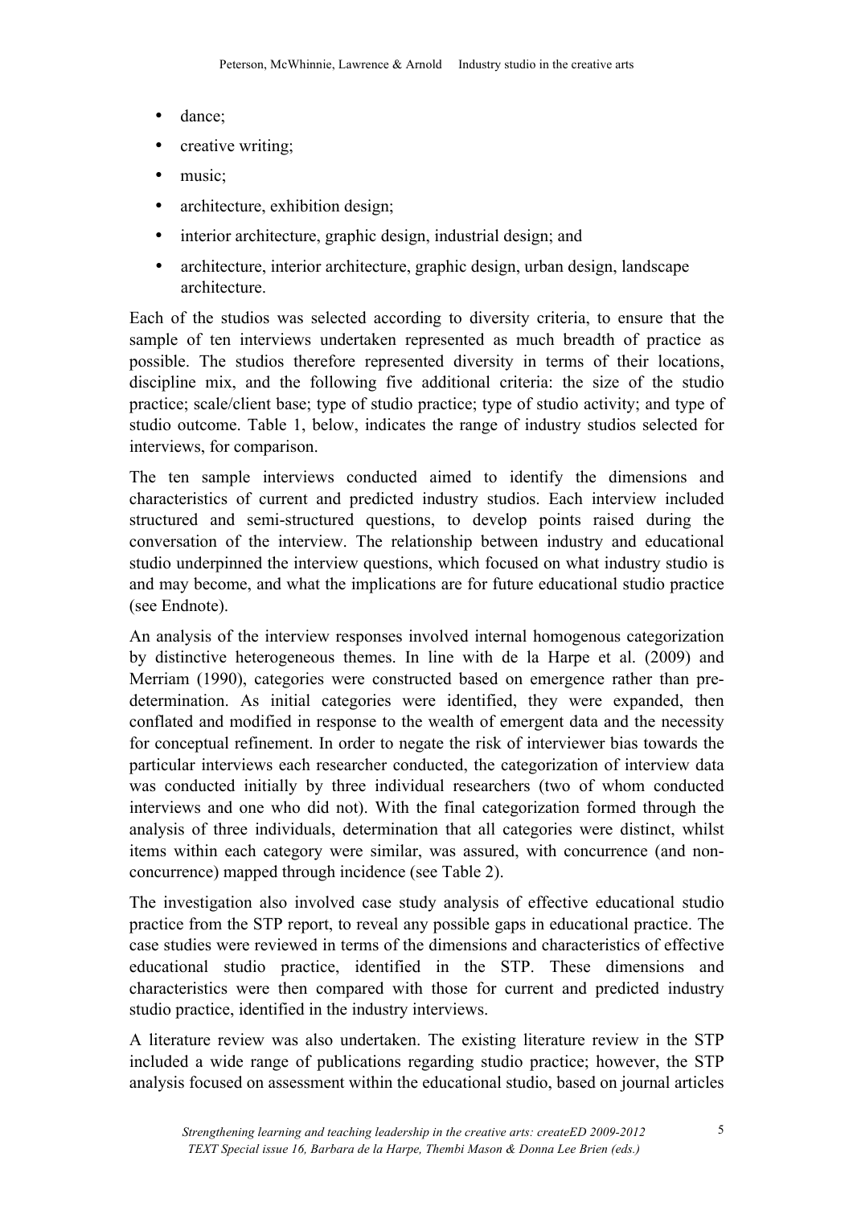- dance;
- creative writing;
- music;
- architecture, exhibition design;
- interior architecture, graphic design, industrial design; and
- architecture, interior architecture, graphic design, urban design, landscape architecture.

Each of the studios was selected according to diversity criteria, to ensure that the sample of ten interviews undertaken represented as much breadth of practice as possible. The studios therefore represented diversity in terms of their locations, discipline mix, and the following five additional criteria: the size of the studio practice; scale/client base; type of studio practice; type of studio activity; and type of studio outcome. Table 1, below, indicates the range of industry studios selected for interviews, for comparison.

The ten sample interviews conducted aimed to identify the dimensions and characteristics of current and predicted industry studios. Each interview included structured and semi-structured questions, to develop points raised during the conversation of the interview. The relationship between industry and educational studio underpinned the interview questions, which focused on what industry studio is and may become, and what the implications are for future educational studio practice (see Endnote).

An analysis of the interview responses involved internal homogenous categorization by distinctive heterogeneous themes. In line with de la Harpe et al. (2009) and Merriam (1990), categories were constructed based on emergence rather than pre-determination. As initial categories were identified, they were expanded, then conflated and modified in response to the wealth of emergent data and the necessity for conceptual refinement. In order to negate the risk of interviewer bias towards the particular interviews each researcher conducted, the categorization of interview data was conducted initially by three individual researchers (two of whom conducted interviews and one who did not). With the final categorization formed through the analysis of three individuals, determination that all categories were distinct, whilst items within each category were similar, was assured, with concurrence (and non-concurrence) mapped through incidence (see Table 2).

The investigation also involved case study analysis of effective educational studio practice from the STP report, to reveal any possible gaps in educational practice. The case studies were reviewed in terms of the dimensions and characteristics of effective educational studio practice, identified in the STP. These dimensions and characteristics were then compared with those for current and predicted industry studio practice, identified in the industry interviews.

A literature review was also undertaken. The existing literature review in the STP included a wide range of publications regarding studio practice; however, the STP analysis focused on assessment within the educational studio, based on journal articles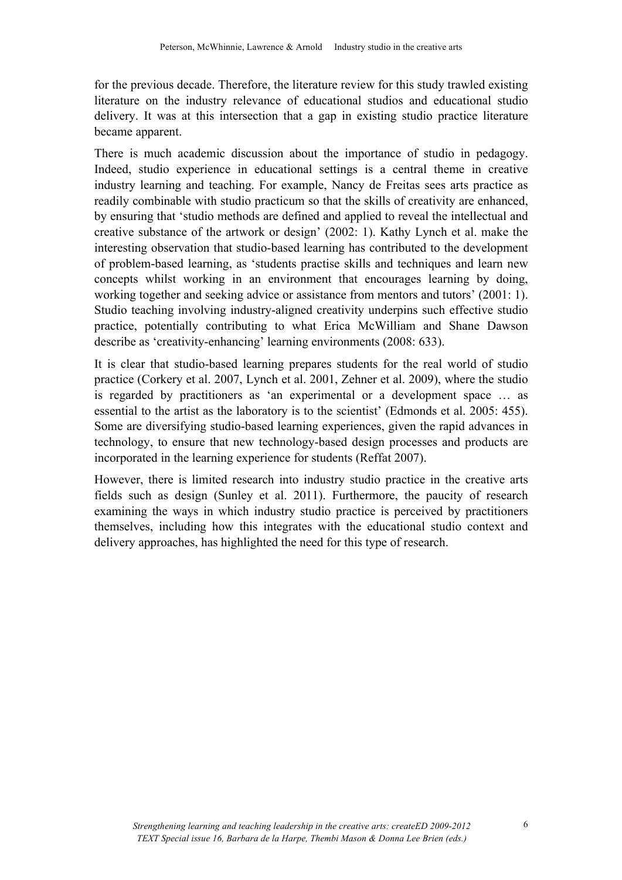for the previous decade. Therefore, the literature review for this study trawled existing literature on the industry relevance of educational studios and educational studio delivery. It was at this intersection that a gap in existing studio practice literature became apparent.

There is much academic discussion about the importance of studio in pedagogy. Indeed, studio experience in educational settings is a central theme in creative industry learning and teaching. For example, Nancy de Freitas sees arts practice as readily combinable with studio practicum so that the skills of creativity are enhanced, by ensuring that 'studio methods are defined and applied to reveal the intellectual and creative substance of the artwork or design' (2002: 1). Kathy Lynch et al. make the interesting observation that studio-based learning has contributed to the development of problem-based learning, as 'students practise skills and techniques and learn new concepts whilst working in an environment that encourages learning by doing, working together and seeking advice or assistance from mentors and tutors' (2001: 1). Studio teaching involving industry-aligned creativity underpins such effective studio practice, potentially contributing to what Erica McWilliam and Shane Dawson describe as 'creativity-enhancing' learning environments (2008: 633).

It is clear that studio-based learning prepares students for the real world of studio practice (Corkery et al. 2007, Lynch et al. 2001, Zehner et al. 2009), where the studio is regarded by practitioners as 'an experimental or a development space … as essential to the artist as the laboratory is to the scientist' (Edmonds et al. 2005: 455). Some are diversifying studio-based learning experiences, given the rapid advances in technology, to ensure that new technology-based design processes and products are incorporated in the learning experience for students (Reffat 2007).

However, there is limited research into industry studio practice in the creative arts fields such as design (Sunley et al. 2011). Furthermore, the paucity of research examining the ways in which industry studio practice is perceived by practitioners themselves, including how this integrates with the educational studio context and delivery approaches, has highlighted the need for this type of research.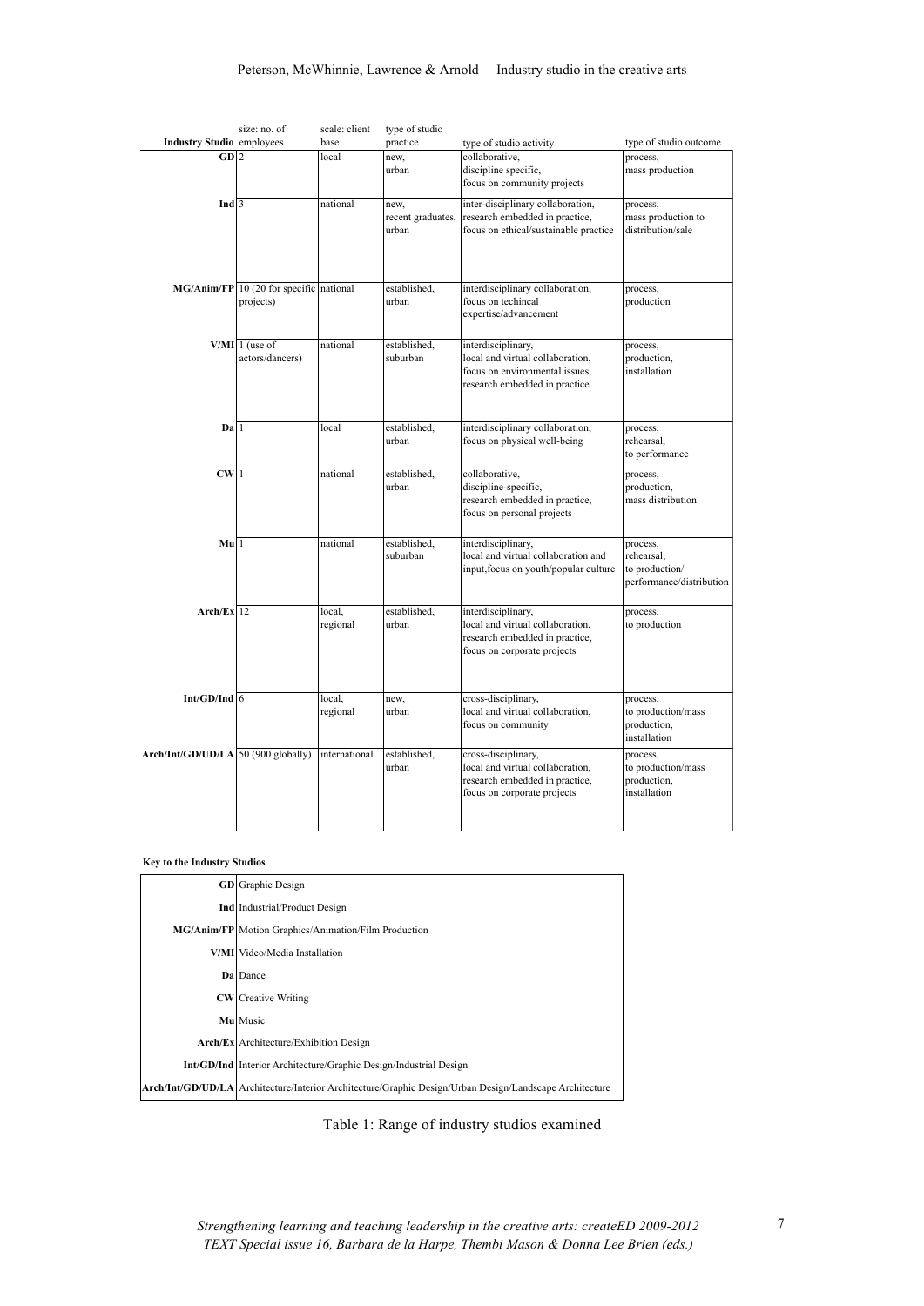| Industry Studio | size: no. of employees | scale: client base | type of studio practice | type of studio activity | type of studio outcome |
|---|---|---|---|---|---|
| **GD** | 2 | local | new, urban | collaborative, discipline specific, focus on community projects | process, mass production |
| **Ind** | 3 | national | new, recent graduates, urban | inter-disciplinary collaboration, research embedded in practice, focus on ethical/sustainable practice | process, mass production to distribution/sale |
| **MG/Anim/FP** | 10 (20 for specific projects) | national | established, urban | interdisciplinary collaboration, focus on techincal expertise/advancement | process, production |
| **V/MI** | 1 (use of actors/dancers) | national | established, suburban | interdisciplinary, local and virtual collaboration, focus on environmental issues, research embedded in practice | process, production, installation |
| **Da** | 1 | local | established, urban | interdisciplinary collaboration, focus on physical well-being | process, rehearsal, to performance |
| **CW** | 1 | national | established, urban | collaborative, discipline-specific, research embedded in practice, focus on personal projects | process, production, mass distribution |
| **Mu** | 1 | national | established, suburban | interdisciplinary, local and virtual collaboration and input,focus on youth/popular culture | process, rehearsal, to production/ performance/distribution |
| **Arch/Ex** | 12 | local, regional | established, urban | interdisciplinary, local and virtual collaboration, research embedded in practice, focus on corporate projects | process, to production |
| **Int/GD/Ind** | 6 | local, regional | new, urban | cross-disciplinary, local and virtual collaboration, focus on community | process, to production/mass production, installation |
| **Arch/Int/GD/UD/LA** | 50 (900 globally) | international | established, urban | cross-disciplinary, local and virtual collaboration, research embedded in practice, focus on corporate projects | process, to production/mass production, installation |

**Key to the Industry Studios**

| | |
|---|---|
| **GD** | Graphic Design |
| **Ind** | Industrial/Product Design |
| **MG/Anim/FP** | Motion Graphics/Animation/Film Production |
| **V/MI** | Video/Media Installation |
| **Da** | Dance |
| **CW** | Creative Writing |
| **Mu** | Music |
| **Arch/Ex** | Architecture/Exhibition Design |
| **Int/GD/Ind** | Interior Architecture/Graphic Design/Industrial Design |
| **Arch/Int/GD/UD/LA** | Architecture/Interior Architecture/Graphic Design/Urban Design/Landscape Architecture |

Table 1: Range of industry studios examined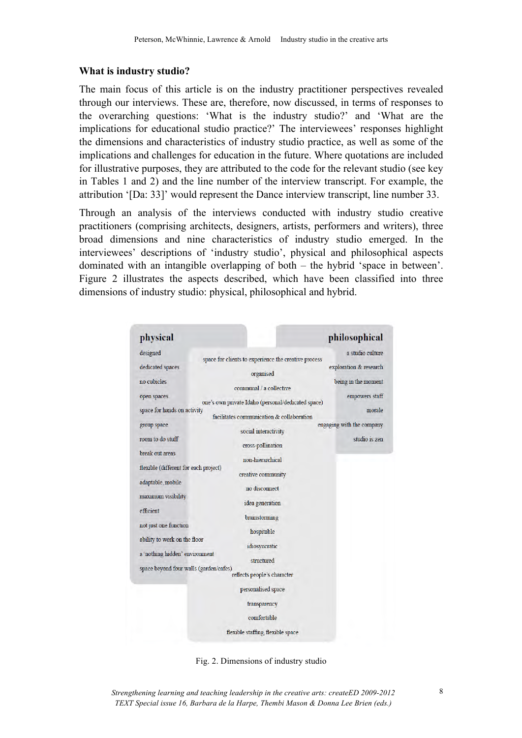### What is industry studio?

The main focus of this article is on the industry practitioner perspectives revealed through our interviews. These are, therefore, now discussed, in terms of responses to the overarching questions: 'What is the industry studio?' and 'What are the implications for educational studio practice?' The interviewees' responses highlight the dimensions and characteristics of industry studio practice, as well as some of the implications and challenges for education in the future. Where quotations are included for illustrative purposes, they are attributed to the code for the relevant studio (see key in Tables 1 and 2) and the line number of the interview transcript. For example, the attribution '[Da: 33]' would represent the Dance interview transcript, line number 33.

Through an analysis of the interviews conducted with industry studio creative practitioners (comprising architects, designers, artists, performers and writers), three broad dimensions and nine characteristics of industry studio emerged. In the interviewees' descriptions of 'industry studio', physical and philosophical aspects dominated with an intangible overlapping of both – the hybrid 'space in between'. Figure 2 illustrates the aspects described, which have been classified into three dimensions of industry studio: physical, philosophical and hybrid.

**physical**

- designed
- dedicated spaces
- no cubicles
- open spaces
- space for hands on activity
- group space
- room to do stuff
- break out areas
- flexible (different for each project)
- adaptable, mobile
- maximum visibility
- efficient
- not just one function
- ability to work on the floor
- a 'nothing hidden' environment
- space beyond four walls (garden/cafes)

**hybrid**

- space for clients to experience the creative process
- organised
- communal / a collective
- one's own private Idaho (personal/dedicated space)
- facilitates communication & collaboration
- social interactivity
- cross-pollination
- non-hierarchical
- creative community
- no disconnect
- idea generation
- brainstorming
- hospitable
- idiosyncratic
- structured
- reflects people's character
- personalised space
- transparency
- comfortable
- flexible staffing, flexible space

**philosophical**

- a studio culture
- exploration & research
- being in the moment
- empowers staff
- morale
- engaging with the company
- studio is zen

Fig. 2. Dimensions of industry studio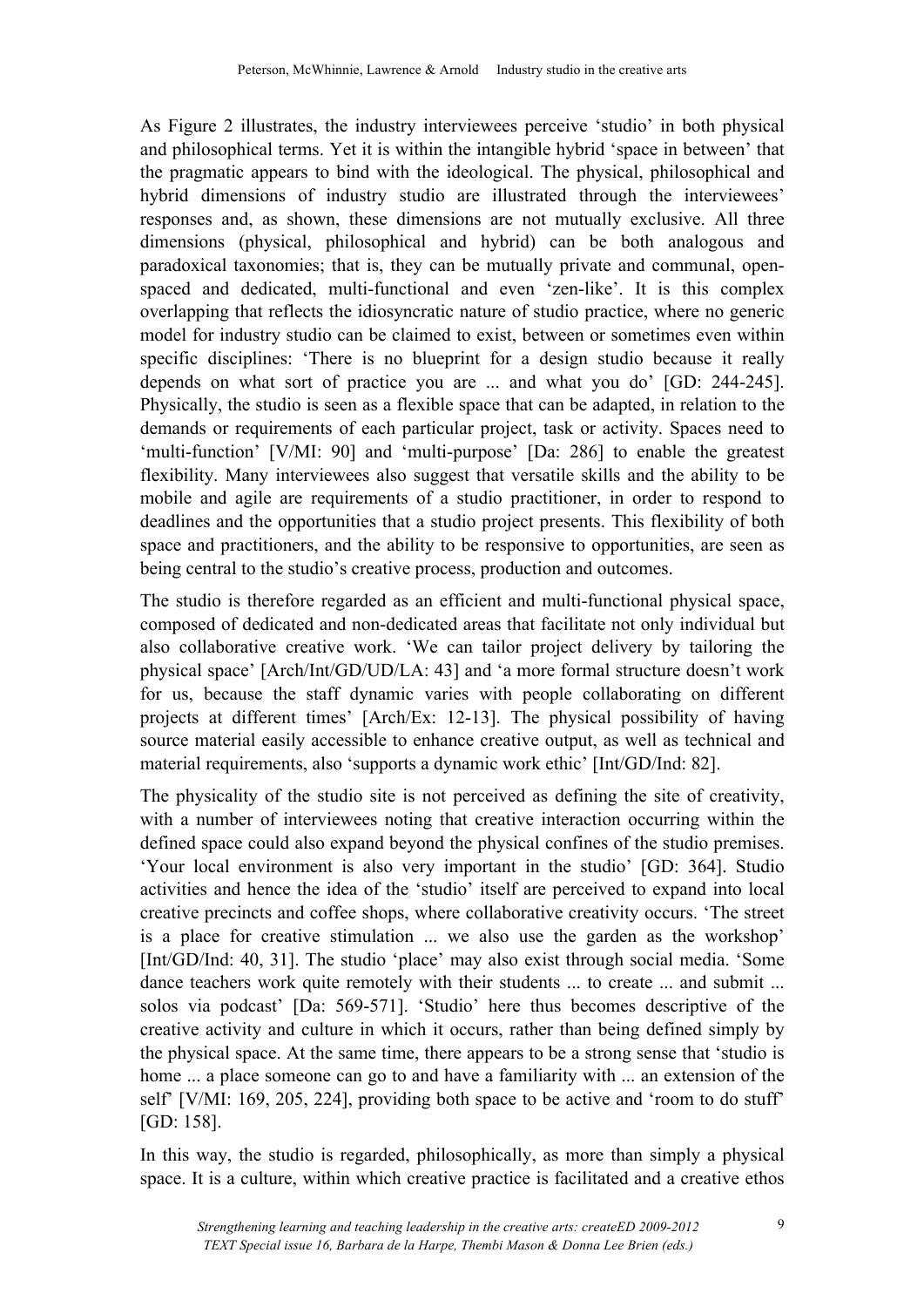As Figure 2 illustrates, the industry interviewees perceive 'studio' in both physical and philosophical terms. Yet it is within the intangible hybrid 'space in between' that the pragmatic appears to bind with the ideological. The physical, philosophical and hybrid dimensions of industry studio are illustrated through the interviewees' responses and, as shown, these dimensions are not mutually exclusive. All three dimensions (physical, philosophical and hybrid) can be both analogous and paradoxical taxonomies; that is, they can be mutually private and communal, open-spaced and dedicated, multi-functional and even 'zen-like'. It is this complex overlapping that reflects the idiosyncratic nature of studio practice, where no generic model for industry studio can be claimed to exist, between or sometimes even within specific disciplines: 'There is no blueprint for a design studio because it really depends on what sort of practice you are ... and what you do' [GD: 244-245]. Physically, the studio is seen as a flexible space that can be adapted, in relation to the demands or requirements of each particular project, task or activity. Spaces need to 'multi-function' [V/MI: 90] and 'multi-purpose' [Da: 286] to enable the greatest flexibility. Many interviewees also suggest that versatile skills and the ability to be mobile and agile are requirements of a studio practitioner, in order to respond to deadlines and the opportunities that a studio project presents. This flexibility of both space and practitioners, and the ability to be responsive to opportunities, are seen as being central to the studio's creative process, production and outcomes.

The studio is therefore regarded as an efficient and multi-functional physical space, composed of dedicated and non-dedicated areas that facilitate not only individual but also collaborative creative work. 'We can tailor project delivery by tailoring the physical space' [Arch/Int/GD/UD/LA: 43] and 'a more formal structure doesn't work for us, because the staff dynamic varies with people collaborating on different projects at different times' [Arch/Ex: 12-13]. The physical possibility of having source material easily accessible to enhance creative output, as well as technical and material requirements, also 'supports a dynamic work ethic' [Int/GD/Ind: 82].

The physicality of the studio site is not perceived as defining the site of creativity, with a number of interviewees noting that creative interaction occurring within the defined space could also expand beyond the physical confines of the studio premises. 'Your local environment is also very important in the studio' [GD: 364]. Studio activities and hence the idea of the 'studio' itself are perceived to expand into local creative precincts and coffee shops, where collaborative creativity occurs. 'The street is a place for creative stimulation ... we also use the garden as the workshop' [Int/GD/Ind: 40, 31]. The studio 'place' may also exist through social media. 'Some dance teachers work quite remotely with their students ... to create ... and submit ... solos via podcast' [Da: 569-571]. 'Studio' here thus becomes descriptive of the creative activity and culture in which it occurs, rather than being defined simply by the physical space. At the same time, there appears to be a strong sense that 'studio is home ... a place someone can go to and have a familiarity with ... an extension of the self' [V/MI: 169, 205, 224], providing both space to be active and 'room to do stuff' [GD: 158].

In this way, the studio is regarded, philosophically, as more than simply a physical space. It is a culture, within which creative practice is facilitated and a creative ethos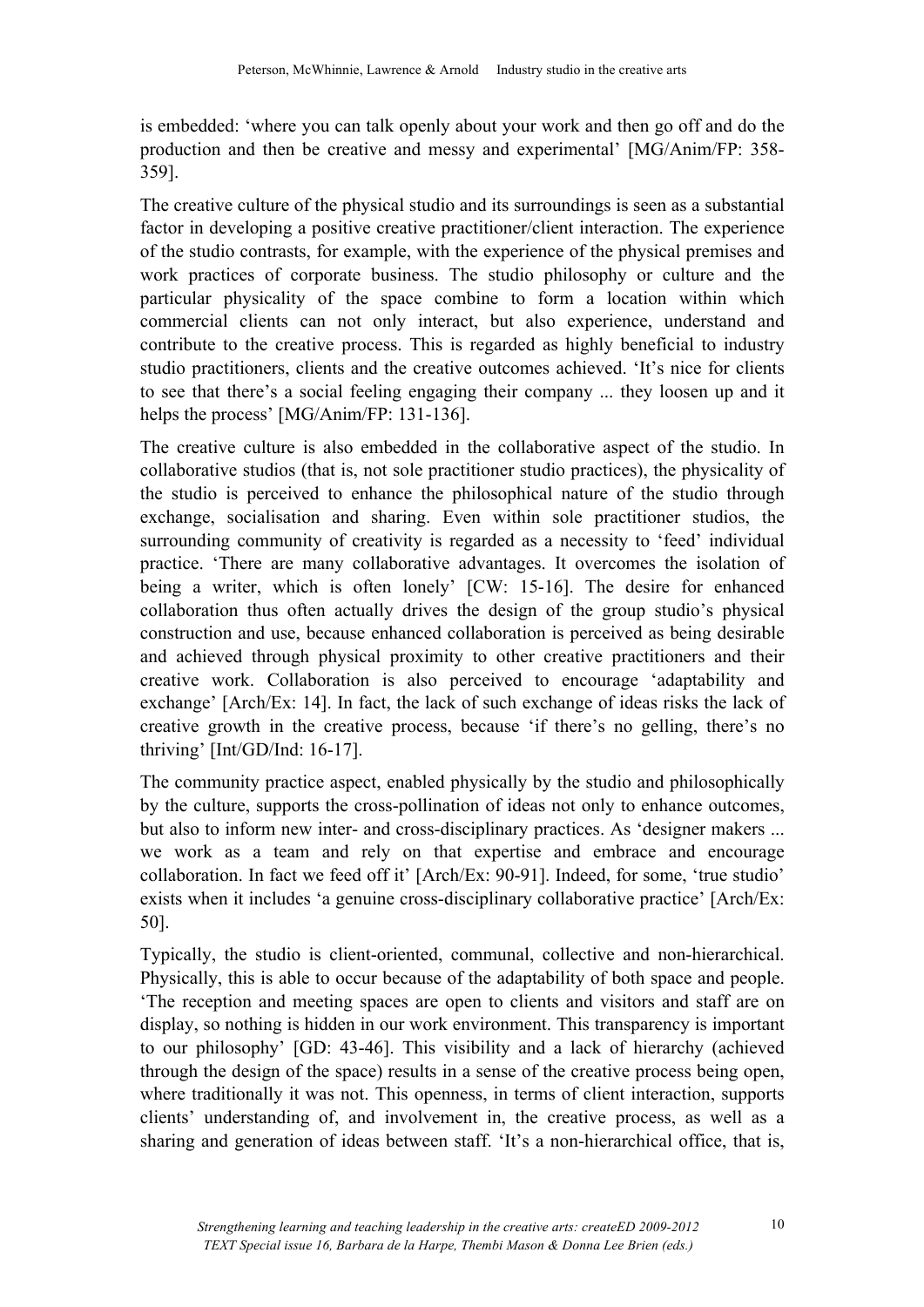is embedded: ‘where you can talk openly about your work and then go off and do the production and then be creative and messy and experimental’ [MG/Anim/FP: 358-359].

The creative culture of the physical studio and its surroundings is seen as a substantial factor in developing a positive creative practitioner/client interaction. The experience of the studio contrasts, for example, with the experience of the physical premises and work practices of corporate business. The studio philosophy or culture and the particular physicality of the space combine to form a location within which commercial clients can not only interact, but also experience, understand and contribute to the creative process. This is regarded as highly beneficial to industry studio practitioners, clients and the creative outcomes achieved. ‘It’s nice for clients to see that there’s a social feeling engaging their company ... they loosen up and it helps the process’ [MG/Anim/FP: 131-136].

The creative culture is also embedded in the collaborative aspect of the studio. In collaborative studios (that is, not sole practitioner studio practices), the physicality of the studio is perceived to enhance the philosophical nature of the studio through exchange, socialisation and sharing. Even within sole practitioner studios, the surrounding community of creativity is regarded as a necessity to ‘feed’ individual practice. ‘There are many collaborative advantages. It overcomes the isolation of being a writer, which is often lonely’ [CW: 15-16]. The desire for enhanced collaboration thus often actually drives the design of the group studio’s physical construction and use, because enhanced collaboration is perceived as being desirable and achieved through physical proximity to other creative practitioners and their creative work. Collaboration is also perceived to encourage ‘adaptability and exchange’ [Arch/Ex: 14]. In fact, the lack of such exchange of ideas risks the lack of creative growth in the creative process, because ‘if there’s no gelling, there’s no thriving’ [Int/GD/Ind: 16-17].

The community practice aspect, enabled physically by the studio and philosophically by the culture, supports the cross-pollination of ideas not only to enhance outcomes, but also to inform new inter- and cross-disciplinary practices. As ‘designer makers ... we work as a team and rely on that expertise and embrace and encourage collaboration. In fact we feed off it’ [Arch/Ex: 90-91]. Indeed, for some, ‘true studio’ exists when it includes ‘a genuine cross-disciplinary collaborative practice’ [Arch/Ex: 50].

Typically, the studio is client-oriented, communal, collective and non-hierarchical. Physically, this is able to occur because of the adaptability of both space and people. ‘The reception and meeting spaces are open to clients and visitors and staff are on display, so nothing is hidden in our work environment. This transparency is important to our philosophy’ [GD: 43-46]. This visibility and a lack of hierarchy (achieved through the design of the space) results in a sense of the creative process being open, where traditionally it was not. This openness, in terms of client interaction, supports clients’ understanding of, and involvement in, the creative process, as well as a sharing and generation of ideas between staff. ‘It’s a non-hierarchical office, that is,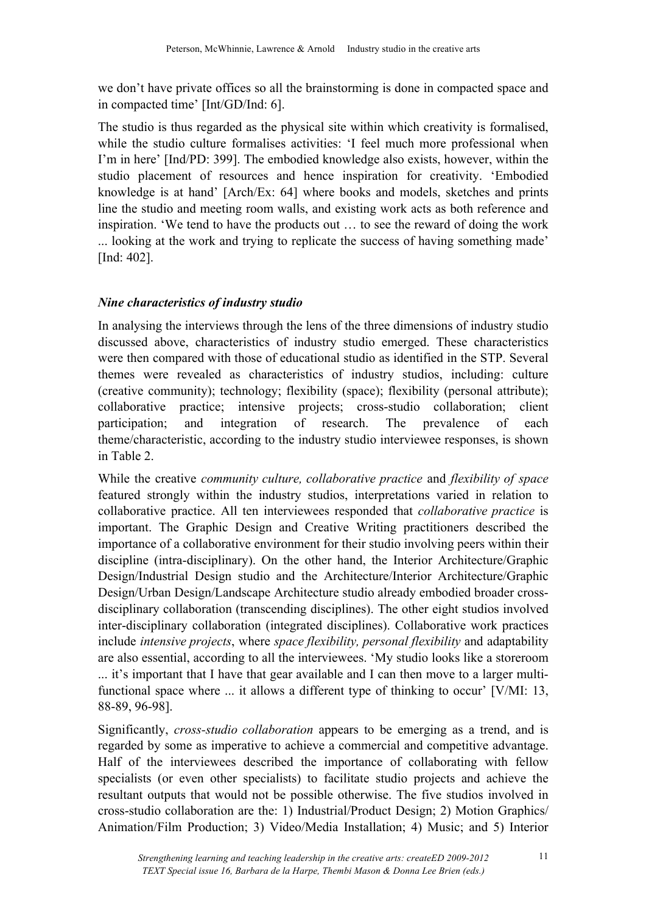we don't have private offices so all the brainstorming is done in compacted space and in compacted time' [Int/GD/Ind: 6].

The studio is thus regarded as the physical site within which creativity is formalised, while the studio culture formalises activities: 'I feel much more professional when I'm in here' [Ind/PD: 399]. The embodied knowledge also exists, however, within the studio placement of resources and hence inspiration for creativity. 'Embodied knowledge is at hand' [Arch/Ex: 64] where books and models, sketches and prints line the studio and meeting room walls, and existing work acts as both reference and inspiration. 'We tend to have the products out … to see the reward of doing the work ... looking at the work and trying to replicate the success of having something made' [Ind: 402].

### *Nine characteristics of industry studio*

In analysing the interviews through the lens of the three dimensions of industry studio discussed above, characteristics of industry studio emerged. These characteristics were then compared with those of educational studio as identified in the STP. Several themes were revealed as characteristics of industry studios, including: culture (creative community); technology; flexibility (space); flexibility (personal attribute); collaborative practice; intensive projects; cross-studio collaboration; client participation; and integration of research. The prevalence of each theme/characteristic, according to the industry studio interviewee responses, is shown in Table 2.

While the creative *community culture, collaborative practice* and *flexibility of space* featured strongly within the industry studios, interpretations varied in relation to collaborative practice. All ten interviewees responded that *collaborative practice* is important. The Graphic Design and Creative Writing practitioners described the importance of a collaborative environment for their studio involving peers within their discipline (intra-disciplinary). On the other hand, the Interior Architecture/Graphic Design/Industrial Design studio and the Architecture/Interior Architecture/Graphic Design/Urban Design/Landscape Architecture studio already embodied broader cross-disciplinary collaboration (transcending disciplines). The other eight studios involved inter-disciplinary collaboration (integrated disciplines). Collaborative work practices include *intensive projects*, where *space flexibility, personal flexibility* and adaptability are also essential, according to all the interviewees. 'My studio looks like a storeroom ... it's important that I have that gear available and I can then move to a larger multi-functional space where ... it allows a different type of thinking to occur' [V/MI: 13, 88-89, 96-98].

Significantly, *cross-studio collaboration* appears to be emerging as a trend, and is regarded by some as imperative to achieve a commercial and competitive advantage. Half of the interviewees described the importance of collaborating with fellow specialists (or even other specialists) to facilitate studio projects and achieve the resultant outputs that would not be possible otherwise. The five studios involved in cross-studio collaboration are the: 1) Industrial/Product Design; 2) Motion Graphics/ Animation/Film Production; 3) Video/Media Installation; 4) Music; and 5) Interior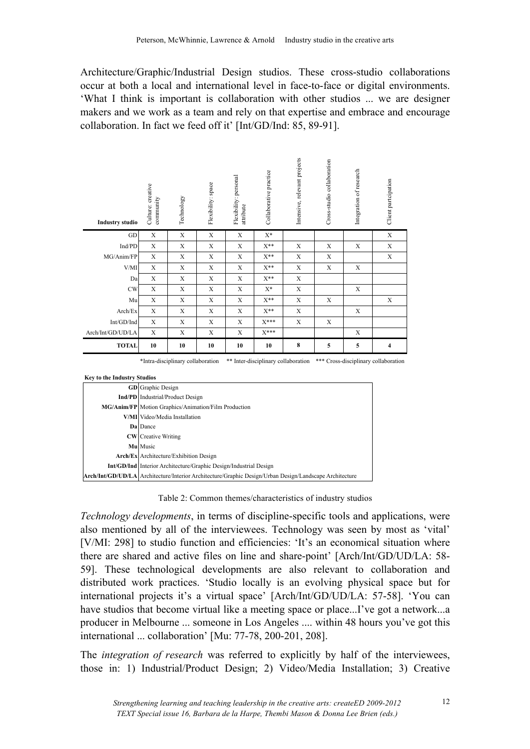Architecture/Graphic/Industrial Design studios. These cross-studio collaborations occur at both a local and international level in face-to-face or digital environments. 'What I think is important is collaboration with other studios ... we are designer makers and we work as a team and rely on that expertise and embrace and encourage collaboration. In fact we feed off it' [Int/GD/Ind: 85, 89-91].

| Industry studio | Culture: creative community | Technology | Flexibility: space | Flexibility: personal attribute | Collaborative practice | Intensive, relevant projects | Cross-studio collaboration | Integration of research | Client partcipation |
|---|---|---|---|---|---|---|---|---|---|
| GD | X | X | X | X | X* | | | | X |
| Ind/PD | X | X | X | X | X** | X | X | X | X |
| MG/Anim/FP | X | X | X | X | X** | X | X | | X |
| V/MI | X | X | X | X | X** | X | X | X | |
| Da | X | X | X | X | X** | X | | | |
| CW | X | X | X | X | X* | X | | X | |
| Mu | X | X | X | X | X** | X | X | | X |
| Arch/Ex | X | X | X | X | X** | X | | X | |
| Int/GD/Ind | X | X | X | X | X*** | X | X | | |
| Arch/Int/GD/UD/LA | X | X | X | X | X*** | | | X | |
| **TOTAL** | **10** | **10** | **10** | **10** | **10** | **8** | **5** | **5** | **4** |

*Intra-disciplinary collaboration ** Inter-disciplinary collaboration *** Cross-disciplinary collaboration

**Key to the Industry Studios**

| | |
|---|---|
| **GD** | Graphic Design |
| **Ind/PD** | Industrial/Product Design |
| **MG/Anim/FP** | Motion Graphics/Animation/Film Production |
| **V/MI** | Video/Media Installation |
| **Da** | Dance |
| **CW** | Creative Writing |
| **Mu** | Music |
| **Arch/Ex** | Architecture/Exhibition Design |
| **Int/GD/Ind** | Interior Architecture/Graphic Design/Industrial Design |
| **Arch/Int/GD/UD/LA** | Architecture/Interior Architecture/Graphic Design/Urban Design/Landscape Architecture |

Table 2: Common themes/characteristics of industry studios

*Technology developments*, in terms of discipline-specific tools and applications, were also mentioned by all of the interviewees. Technology was seen by most as 'vital' [V/MI: 298] to studio function and efficiencies: 'It's an economical situation where there are shared and active files on line and share-point' [Arch/Int/GD/UD/LA: 58-59]. These technological developments are also relevant to collaboration and distributed work practices. 'Studio locally is an evolving physical space but for international projects it's a virtual space' [Arch/Int/GD/UD/LA: 57-58]. 'You can have studios that become virtual like a meeting space or place...I've got a network...a producer in Melbourne ... someone in Los Angeles .... within 48 hours you've got this international ... collaboration' [Mu: 77-78, 200-201, 208].

The *integration of research* was referred to explicitly by half of the interviewees, those in: 1) Industrial/Product Design; 2) Video/Media Installation; 3) Creative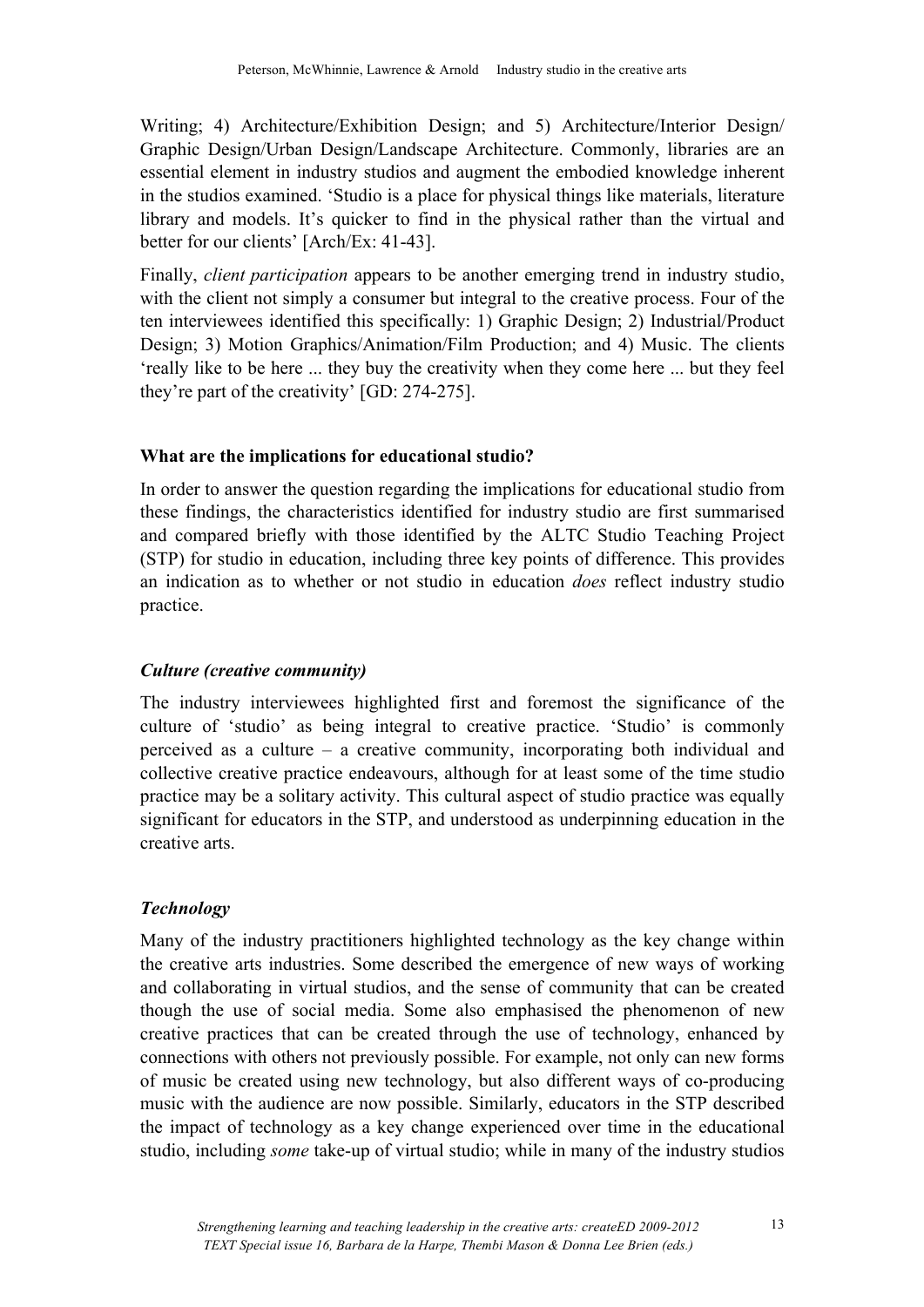Writing; 4) Architecture/Exhibition Design; and 5) Architecture/Interior Design/ Graphic Design/Urban Design/Landscape Architecture. Commonly, libraries are an essential element in industry studios and augment the embodied knowledge inherent in the studios examined. 'Studio is a place for physical things like materials, literature library and models. It's quicker to find in the physical rather than the virtual and better for our clients' [Arch/Ex: 41-43].

Finally, *client participation* appears to be another emerging trend in industry studio, with the client not simply a consumer but integral to the creative process. Four of the ten interviewees identified this specifically: 1) Graphic Design; 2) Industrial/Product Design; 3) Motion Graphics/Animation/Film Production; and 4) Music. The clients 'really like to be here ... they buy the creativity when they come here ... but they feel they're part of the creativity' [GD: 274-275].

**What are the implications for educational studio?**

In order to answer the question regarding the implications for educational studio from these findings, the characteristics identified for industry studio are first summarised and compared briefly with those identified by the ALTC Studio Teaching Project (STP) for studio in education, including three key points of difference. This provides an indication as to whether or not studio in education *does* reflect industry studio practice.

***Culture (creative community)***

The industry interviewees highlighted first and foremost the significance of the culture of 'studio' as being integral to creative practice. 'Studio' is commonly perceived as a culture – a creative community, incorporating both individual and collective creative practice endeavours, although for at least some of the time studio practice may be a solitary activity. This cultural aspect of studio practice was equally significant for educators in the STP, and understood as underpinning education in the creative arts.

***Technology***

Many of the industry practitioners highlighted technology as the key change within the creative arts industries. Some described the emergence of new ways of working and collaborating in virtual studios, and the sense of community that can be created though the use of social media. Some also emphasised the phenomenon of new creative practices that can be created through the use of technology, enhanced by connections with others not previously possible. For example, not only can new forms of music be created using new technology, but also different ways of co-producing music with the audience are now possible. Similarly, educators in the STP described the impact of technology as a key change experienced over time in the educational studio, including *some* take-up of virtual studio; while in many of the industry studios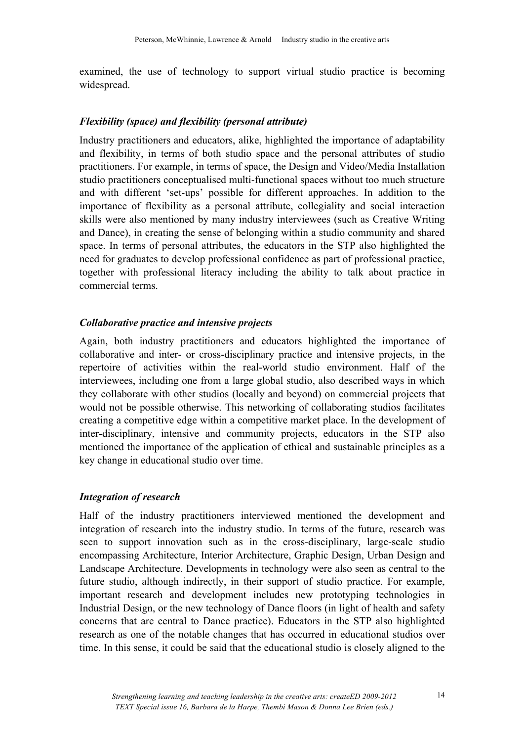examined, the use of technology to support virtual studio practice is becoming widespread.

### *Flexibility (space) and flexibility (personal attribute)*

Industry practitioners and educators, alike, highlighted the importance of adaptability and flexibility, in terms of both studio space and the personal attributes of studio practitioners. For example, in terms of space, the Design and Video/Media Installation studio practitioners conceptualised multi-functional spaces without too much structure and with different 'set-ups' possible for different approaches. In addition to the importance of flexibility as a personal attribute, collegiality and social interaction skills were also mentioned by many industry interviewees (such as Creative Writing and Dance), in creating the sense of belonging within a studio community and shared space. In terms of personal attributes, the educators in the STP also highlighted the need for graduates to develop professional confidence as part of professional practice, together with professional literacy including the ability to talk about practice in commercial terms.

### *Collaborative practice and intensive projects*

Again, both industry practitioners and educators highlighted the importance of collaborative and inter- or cross-disciplinary practice and intensive projects, in the repertoire of activities within the real-world studio environment. Half of the interviewees, including one from a large global studio, also described ways in which they collaborate with other studios (locally and beyond) on commercial projects that would not be possible otherwise. This networking of collaborating studios facilitates creating a competitive edge within a competitive market place. In the development of inter-disciplinary, intensive and community projects, educators in the STP also mentioned the importance of the application of ethical and sustainable principles as a key change in educational studio over time.

### *Integration of research*

Half of the industry practitioners interviewed mentioned the development and integration of research into the industry studio. In terms of the future, research was seen to support innovation such as in the cross-disciplinary, large-scale studio encompassing Architecture, Interior Architecture, Graphic Design, Urban Design and Landscape Architecture. Developments in technology were also seen as central to the future studio, although indirectly, in their support of studio practice. For example, important research and development includes new prototyping technologies in Industrial Design, or the new technology of Dance floors (in light of health and safety concerns that are central to Dance practice). Educators in the STP also highlighted research as one of the notable changes that has occurred in educational studios over time. In this sense, it could be said that the educational studio is closely aligned to the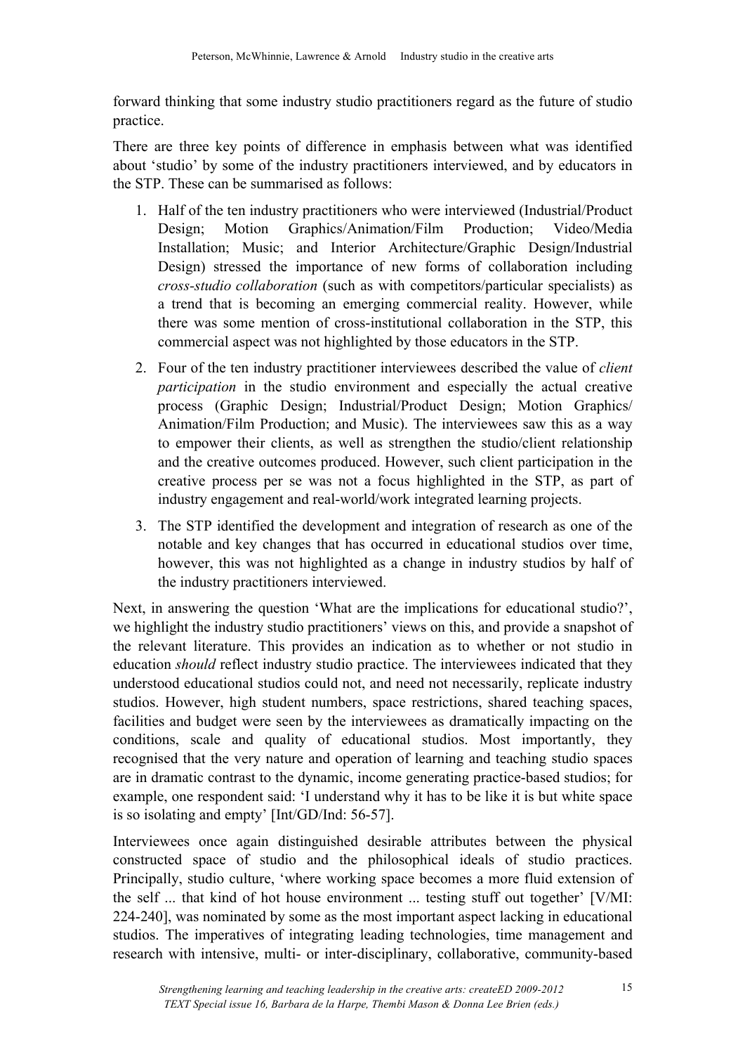forward thinking that some industry studio practitioners regard as the future of studio practice.

There are three key points of difference in emphasis between what was identified about 'studio' by some of the industry practitioners interviewed, and by educators in the STP. These can be summarised as follows:

1. Half of the ten industry practitioners who were interviewed (Industrial/Product Design; Motion Graphics/Animation/Film Production; Video/Media Installation; Music; and Interior Architecture/Graphic Design/Industrial Design) stressed the importance of new forms of collaboration including *cross-studio collaboration* (such as with competitors/particular specialists) as a trend that is becoming an emerging commercial reality. However, while there was some mention of cross-institutional collaboration in the STP, this commercial aspect was not highlighted by those educators in the STP.
2. Four of the ten industry practitioner interviewees described the value of *client participation* in the studio environment and especially the actual creative process (Graphic Design; Industrial/Product Design; Motion Graphics/ Animation/Film Production; and Music). The interviewees saw this as a way to empower their clients, as well as strengthen the studio/client relationship and the creative outcomes produced. However, such client participation in the creative process per se was not a focus highlighted in the STP, as part of industry engagement and real-world/work integrated learning projects.
3. The STP identified the development and integration of research as one of the notable and key changes that has occurred in educational studios over time, however, this was not highlighted as a change in industry studios by half of the industry practitioners interviewed.

Next, in answering the question 'What are the implications for educational studio?', we highlight the industry studio practitioners' views on this, and provide a snapshot of the relevant literature. This provides an indication as to whether or not studio in education *should* reflect industry studio practice. The interviewees indicated that they understood educational studios could not, and need not necessarily, replicate industry studios. However, high student numbers, space restrictions, shared teaching spaces, facilities and budget were seen by the interviewees as dramatically impacting on the conditions, scale and quality of educational studios. Most importantly, they recognised that the very nature and operation of learning and teaching studio spaces are in dramatic contrast to the dynamic, income generating practice-based studios; for example, one respondent said: 'I understand why it has to be like it is but white space is so isolating and empty' [Int/GD/Ind: 56-57].

Interviewees once again distinguished desirable attributes between the physical constructed space of studio and the philosophical ideals of studio practices. Principally, studio culture, 'where working space becomes a more fluid extension of the self ... that kind of hot house environment ... testing stuff out together' [V/MI: 224-240], was nominated by some as the most important aspect lacking in educational studios. The imperatives of integrating leading technologies, time management and research with intensive, multi- or inter-disciplinary, collaborative, community-based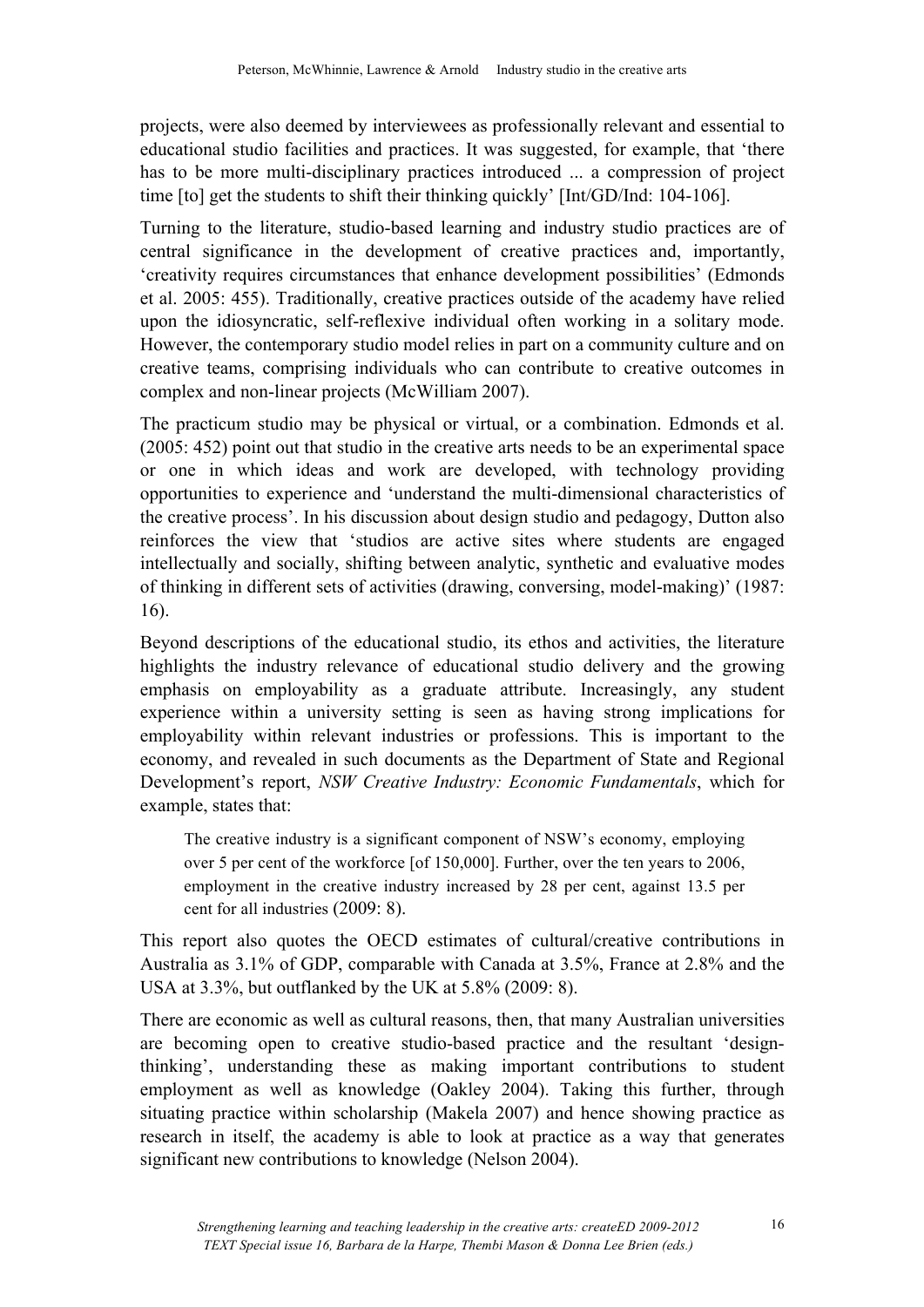projects, were also deemed by interviewees as professionally relevant and essential to educational studio facilities and practices. It was suggested, for example, that 'there has to be more multi-disciplinary practices introduced ... a compression of project time [to] get the students to shift their thinking quickly' [Int/GD/Ind: 104-106].

Turning to the literature, studio-based learning and industry studio practices are of central significance in the development of creative practices and, importantly, 'creativity requires circumstances that enhance development possibilities' (Edmonds et al. 2005: 455). Traditionally, creative practices outside of the academy have relied upon the idiosyncratic, self-reflexive individual often working in a solitary mode. However, the contemporary studio model relies in part on a community culture and on creative teams, comprising individuals who can contribute to creative outcomes in complex and non-linear projects (McWilliam 2007).

The practicum studio may be physical or virtual, or a combination. Edmonds et al. (2005: 452) point out that studio in the creative arts needs to be an experimental space or one in which ideas and work are developed, with technology providing opportunities to experience and 'understand the multi-dimensional characteristics of the creative process'. In his discussion about design studio and pedagogy, Dutton also reinforces the view that 'studios are active sites where students are engaged intellectually and socially, shifting between analytic, synthetic and evaluative modes of thinking in different sets of activities (drawing, conversing, model-making)' (1987: 16).

Beyond descriptions of the educational studio, its ethos and activities, the literature highlights the industry relevance of educational studio delivery and the growing emphasis on employability as a graduate attribute. Increasingly, any student experience within a university setting is seen as having strong implications for employability within relevant industries or professions. This is important to the economy, and revealed in such documents as the Department of State and Regional Development's report, *NSW Creative Industry: Economic Fundamentals*, which for example, states that:

> The creative industry is a significant component of NSW's economy, employing over 5 per cent of the workforce [of 150,000]. Further, over the ten years to 2006, employment in the creative industry increased by 28 per cent, against 13.5 per cent for all industries (2009: 8).

This report also quotes the OECD estimates of cultural/creative contributions in Australia as 3.1% of GDP, comparable with Canada at 3.5%, France at 2.8% and the USA at 3.3%, but outflanked by the UK at 5.8% (2009: 8).

There are economic as well as cultural reasons, then, that many Australian universities are becoming open to creative studio-based practice and the resultant 'design-thinking', understanding these as making important contributions to student employment as well as knowledge (Oakley 2004). Taking this further, through situating practice within scholarship (Makela 2007) and hence showing practice as research in itself, the academy is able to look at practice as a way that generates significant new contributions to knowledge (Nelson 2004).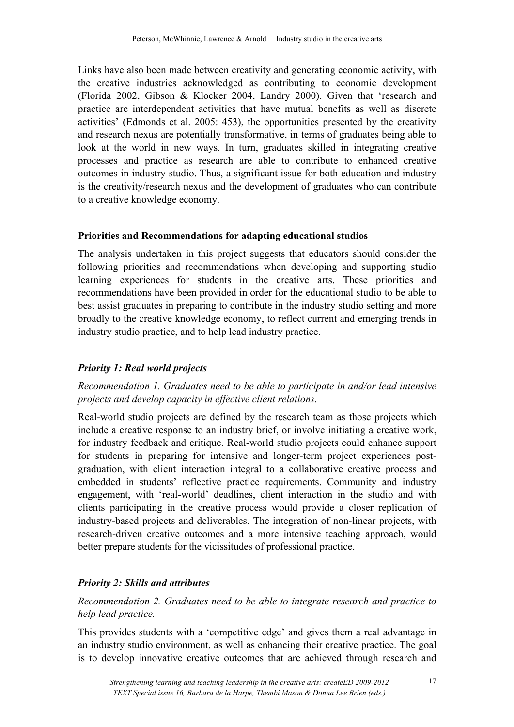Links have also been made between creativity and generating economic activity, with the creative industries acknowledged as contributing to economic development (Florida 2002, Gibson & Klocker 2004, Landry 2000). Given that 'research and practice are interdependent activities that have mutual benefits as well as discrete activities' (Edmonds et al. 2005: 453), the opportunities presented by the creativity and research nexus are potentially transformative, in terms of graduates being able to look at the world in new ways. In turn, graduates skilled in integrating creative processes and practice as research are able to contribute to enhanced creative outcomes in industry studio. Thus, a significant issue for both education and industry is the creativity/research nexus and the development of graduates who can contribute to a creative knowledge economy.

### Priorities and Recommendations for adapting educational studios

The analysis undertaken in this project suggests that educators should consider the following priorities and recommendations when developing and supporting studio learning experiences for students in the creative arts. These priorities and recommendations have been provided in order for the educational studio to be able to best assist graduates in preparing to contribute in the industry studio setting and more broadly to the creative knowledge economy, to reflect current and emerging trends in industry studio practice, and to help lead industry practice.

#### *Priority 1: Real world projects*

*Recommendation 1. Graduates need to be able to participate in and/or lead intensive projects and develop capacity in effective client relations.*

Real-world studio projects are defined by the research team as those projects which include a creative response to an industry brief, or involve initiating a creative work, for industry feedback and critique. Real-world studio projects could enhance support for students in preparing for intensive and longer-term project experiences post-graduation, with client interaction integral to a collaborative creative process and embedded in students' reflective practice requirements. Community and industry engagement, with 'real-world' deadlines, client interaction in the studio and with clients participating in the creative process would provide a closer replication of industry-based projects and deliverables. The integration of non-linear projects, with research-driven creative outcomes and a more intensive teaching approach, would better prepare students for the vicissitudes of professional practice.

#### *Priority 2: Skills and attributes*

*Recommendation 2. Graduates need to be able to integrate research and practice to help lead practice.*

This provides students with a 'competitive edge' and gives them a real advantage in an industry studio environment, as well as enhancing their creative practice. The goal is to develop innovative creative outcomes that are achieved through research and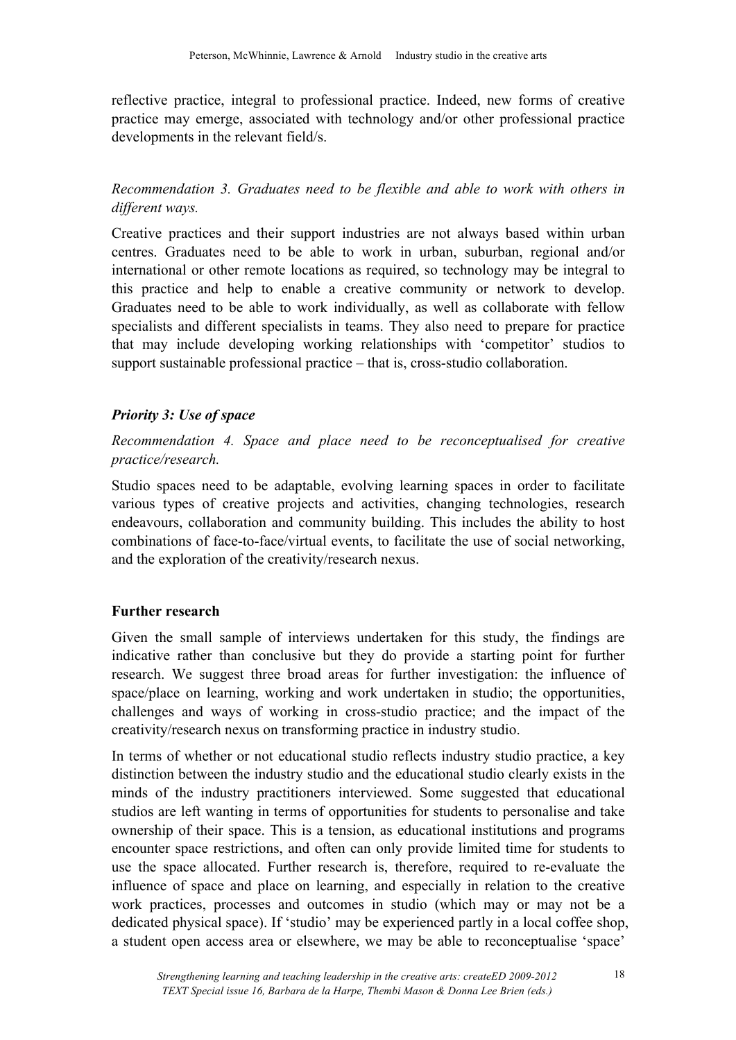reflective practice, integral to professional practice. Indeed, new forms of creative practice may emerge, associated with technology and/or other professional practice developments in the relevant field/s.

*Recommendation 3. Graduates need to be flexible and able to work with others in different ways.*

Creative practices and their support industries are not always based within urban centres. Graduates need to be able to work in urban, suburban, regional and/or international or other remote locations as required, so technology may be integral to this practice and help to enable a creative community or network to develop. Graduates need to be able to work individually, as well as collaborate with fellow specialists and different specialists in teams. They also need to prepare for practice that may include developing working relationships with 'competitor' studios to support sustainable professional practice – that is, cross-studio collaboration.

***Priority 3: Use of space***

*Recommendation 4. Space and place need to be reconceptualised for creative practice/research.*

Studio spaces need to be adaptable, evolving learning spaces in order to facilitate various types of creative projects and activities, changing technologies, research endeavours, collaboration and community building. This includes the ability to host combinations of face-to-face/virtual events, to facilitate the use of social networking, and the exploration of the creativity/research nexus.

**Further research**

Given the small sample of interviews undertaken for this study, the findings are indicative rather than conclusive but they do provide a starting point for further research. We suggest three broad areas for further investigation: the influence of space/place on learning, working and work undertaken in studio; the opportunities, challenges and ways of working in cross-studio practice; and the impact of the creativity/research nexus on transforming practice in industry studio.

In terms of whether or not educational studio reflects industry studio practice, a key distinction between the industry studio and the educational studio clearly exists in the minds of the industry practitioners interviewed. Some suggested that educational studios are left wanting in terms of opportunities for students to personalise and take ownership of their space. This is a tension, as educational institutions and programs encounter space restrictions, and often can only provide limited time for students to use the space allocated. Further research is, therefore, required to re-evaluate the influence of space and place on learning, and especially in relation to the creative work practices, processes and outcomes in studio (which may or may not be a dedicated physical space). If 'studio' may be experienced partly in a local coffee shop, a student open access area or elsewhere, we may be able to reconceptualise 'space'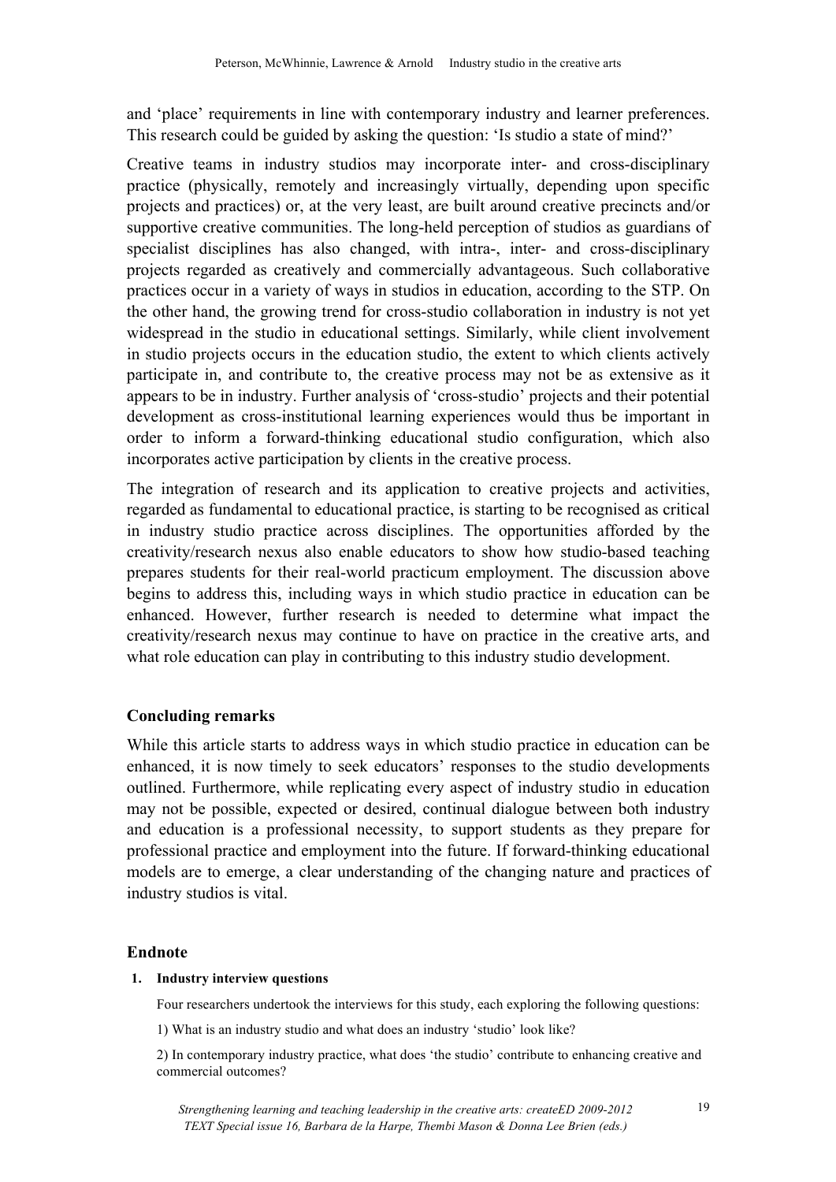and 'place' requirements in line with contemporary industry and learner preferences. This research could be guided by asking the question: 'Is studio a state of mind?'

Creative teams in industry studios may incorporate inter- and cross-disciplinary practice (physically, remotely and increasingly virtually, depending upon specific projects and practices) or, at the very least, are built around creative precincts and/or supportive creative communities. The long-held perception of studios as guardians of specialist disciplines has also changed, with intra-, inter- and cross-disciplinary projects regarded as creatively and commercially advantageous. Such collaborative practices occur in a variety of ways in studios in education, according to the STP. On the other hand, the growing trend for cross-studio collaboration in industry is not yet widespread in the studio in educational settings. Similarly, while client involvement in studio projects occurs in the education studio, the extent to which clients actively participate in, and contribute to, the creative process may not be as extensive as it appears to be in industry. Further analysis of 'cross-studio' projects and their potential development as cross-institutional learning experiences would thus be important in order to inform a forward-thinking educational studio configuration, which also incorporates active participation by clients in the creative process.

The integration of research and its application to creative projects and activities, regarded as fundamental to educational practice, is starting to be recognised as critical in industry studio practice across disciplines. The opportunities afforded by the creativity/research nexus also enable educators to show how studio-based teaching prepares students for their real-world practicum employment. The discussion above begins to address this, including ways in which studio practice in education can be enhanced. However, further research is needed to determine what impact the creativity/research nexus may continue to have on practice in the creative arts, and what role education can play in contributing to this industry studio development.

## Concluding remarks

While this article starts to address ways in which studio practice in education can be enhanced, it is now timely to seek educators' responses to the studio developments outlined. Furthermore, while replicating every aspect of industry studio in education may not be possible, expected or desired, continual dialogue between both industry and education is a professional necessity, to support students as they prepare for professional practice and employment into the future. If forward-thinking educational models are to emerge, a clear understanding of the changing nature and practices of industry studios is vital.

## Endnote

**1. Industry interview questions**

Four researchers undertook the interviews for this study, each exploring the following questions:

1) What is an industry studio and what does an industry 'studio' look like?

2) In contemporary industry practice, what does 'the studio' contribute to enhancing creative and commercial outcomes?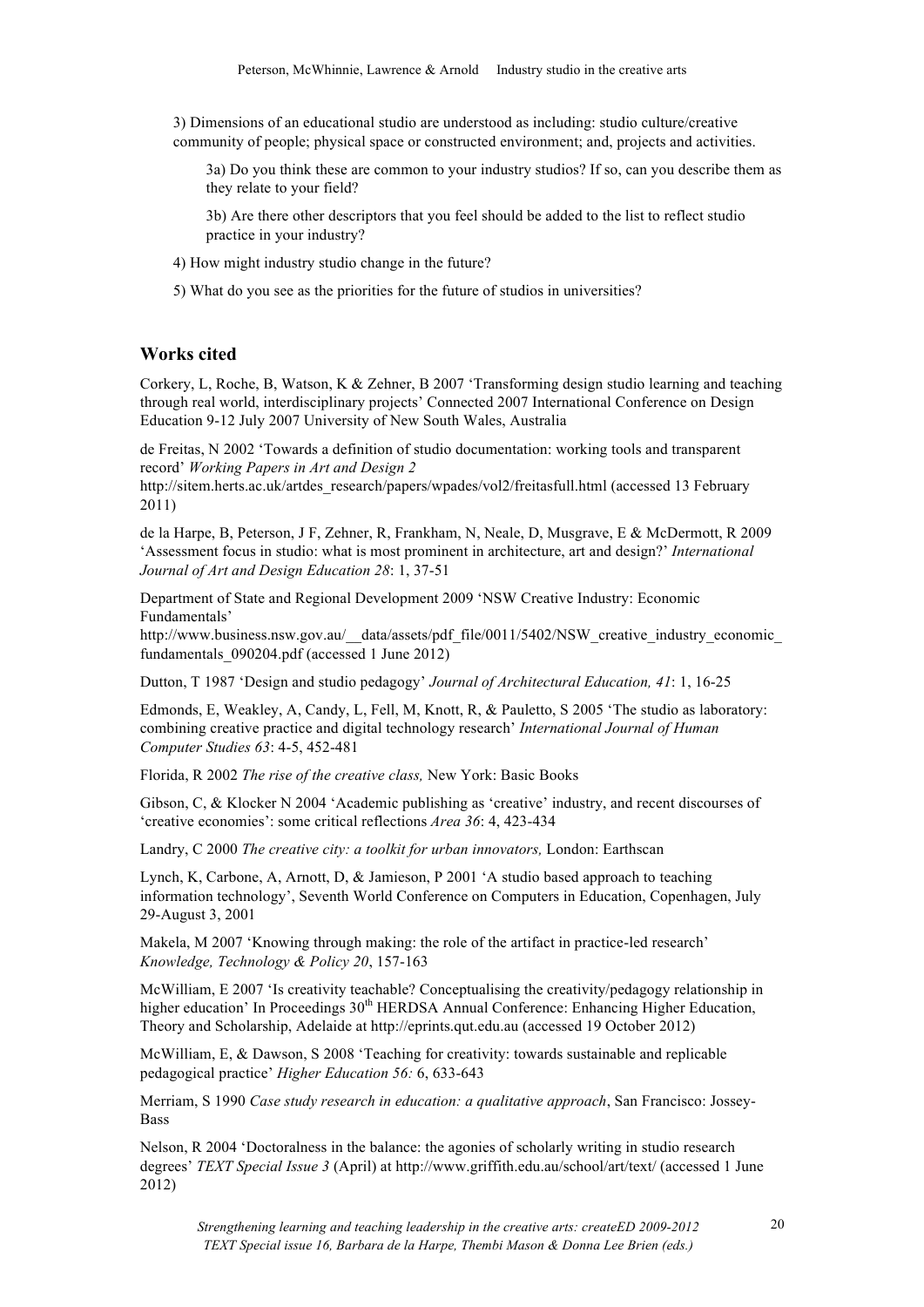3) Dimensions of an educational studio are understood as including: studio culture/creative community of people; physical space or constructed environment; and, projects and activities.

3a) Do you think these are common to your industry studios? If so, can you describe them as they relate to your field?

3b) Are there other descriptors that you feel should be added to the list to reflect studio practice in your industry?

4) How might industry studio change in the future?

5) What do you see as the priorities for the future of studios in universities?

## Works cited

Corkery, L, Roche, B, Watson, K & Zehner, B 2007 'Transforming design studio learning and teaching through real world, interdisciplinary projects' Connected 2007 International Conference on Design Education 9-12 July 2007 University of New South Wales, Australia

de Freitas, N 2002 'Towards a definition of studio documentation: working tools and transparent record' *Working Papers in Art and Design 2* http://sitem.herts.ac.uk/artdes_research/papers/wpades/vol2/freitasfull.html (accessed 13 February 2011)

de la Harpe, B, Peterson, J F, Zehner, R, Frankham, N, Neale, D, Musgrave, E & McDermott, R 2009 'Assessment focus in studio: what is most prominent in architecture, art and design?' *International Journal of Art and Design Education 28*: 1, 37-51

Department of State and Regional Development 2009 'NSW Creative Industry: Economic Fundamentals' http://www.business.nsw.gov.au/__data/assets/pdf_file/0011/5402/NSW_creative_industry_economic_fundamentals_090204.pdf (accessed 1 June 2012)

Dutton, T 1987 'Design and studio pedagogy' *Journal of Architectural Education, 41*: 1, 16-25

Edmonds, E, Weakley, A, Candy, L, Fell, M, Knott, R, & Pauletto, S 2005 'The studio as laboratory: combining creative practice and digital technology research' *International Journal of Human Computer Studies 63*: 4-5, 452-481

Florida, R 2002 *The rise of the creative class,* New York: Basic Books

Gibson, C, & Klocker N 2004 'Academic publishing as 'creative' industry, and recent discourses of 'creative economies': some critical reflections *Area 36*: 4, 423-434

Landry, C 2000 *The creative city: a toolkit for urban innovators,* London: Earthscan

Lynch, K, Carbone, A, Arnott, D, & Jamieson, P 2001 'A studio based approach to teaching information technology', Seventh World Conference on Computers in Education, Copenhagen, July 29-August 3, 2001

Makela, M 2007 'Knowing through making: the role of the artifact in practice-led research' *Knowledge, Technology & Policy 20*, 157-163

McWilliam, E 2007 'Is creativity teachable? Conceptualising the creativity/pedagogy relationship in higher education' In Proceedings 30th HERDSA Annual Conference: Enhancing Higher Education, Theory and Scholarship, Adelaide at http://eprints.qut.edu.au (accessed 19 October 2012)

McWilliam, E, & Dawson, S 2008 'Teaching for creativity: towards sustainable and replicable pedagogical practice' *Higher Education 56:* 6, 633-643

Merriam, S 1990 *Case study research in education: a qualitative approach*, San Francisco: Jossey-Bass

Nelson, R 2004 'Doctoralness in the balance: the agonies of scholarly writing in studio research degrees' *TEXT Special Issue 3* (April) at http://www.griffith.edu.au/school/art/text/ (accessed 1 June 2012)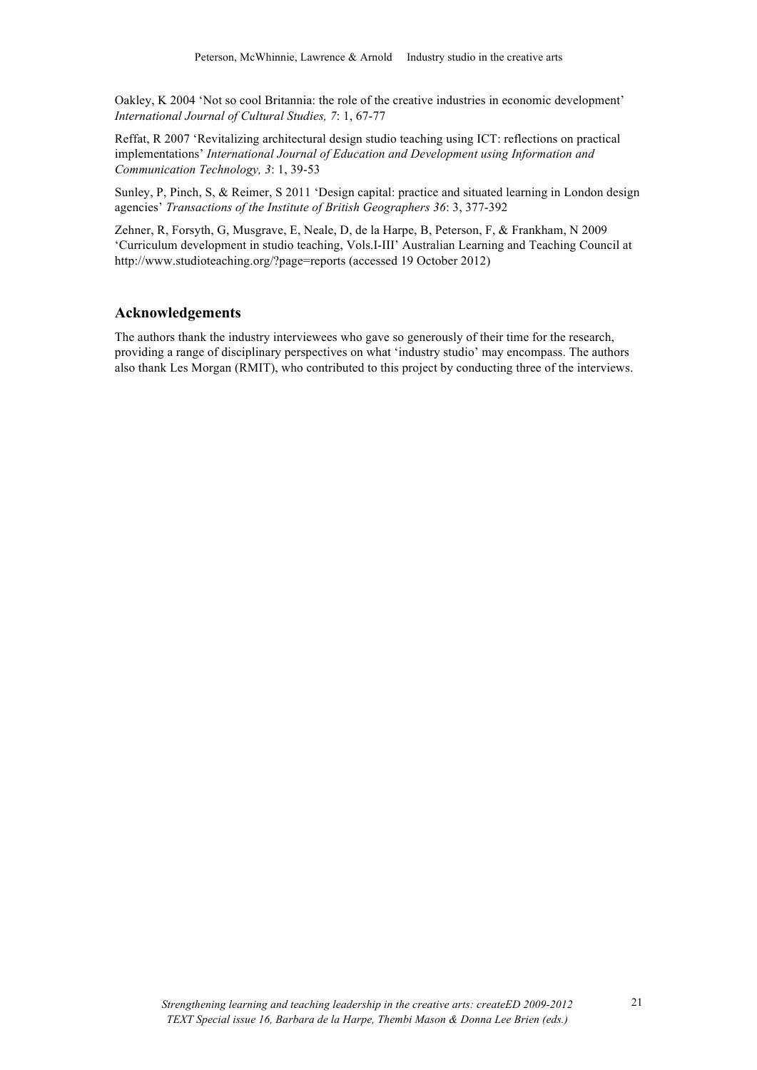Oakley, K 2004 'Not so cool Britannia: the role of the creative industries in economic development' *International Journal of Cultural Studies, 7*: 1, 67-77

Reffat, R 2007 'Revitalizing architectural design studio teaching using ICT: reflections on practical implementations' *International Journal of Education and Development using Information and Communication Technology, 3*: 1, 39-53

Sunley, P, Pinch, S, & Reimer, S 2011 'Design capital: practice and situated learning in London design agencies' *Transactions of the Institute of British Geographers 36*: 3, 377-392

Zehner, R, Forsyth, G, Musgrave, E, Neale, D, de la Harpe, B, Peterson, F, & Frankham, N 2009 'Curriculum development in studio teaching, Vols.I-III' Australian Learning and Teaching Council at http://www.studioteaching.org/?page=reports (accessed 19 October 2012)

## Acknowledgements

The authors thank the industry interviewees who gave so generously of their time for the research, providing a range of disciplinary perspectives on what 'industry studio' may encompass. The authors also thank Les Morgan (RMIT), who contributed to this project by conducting three of the interviews.